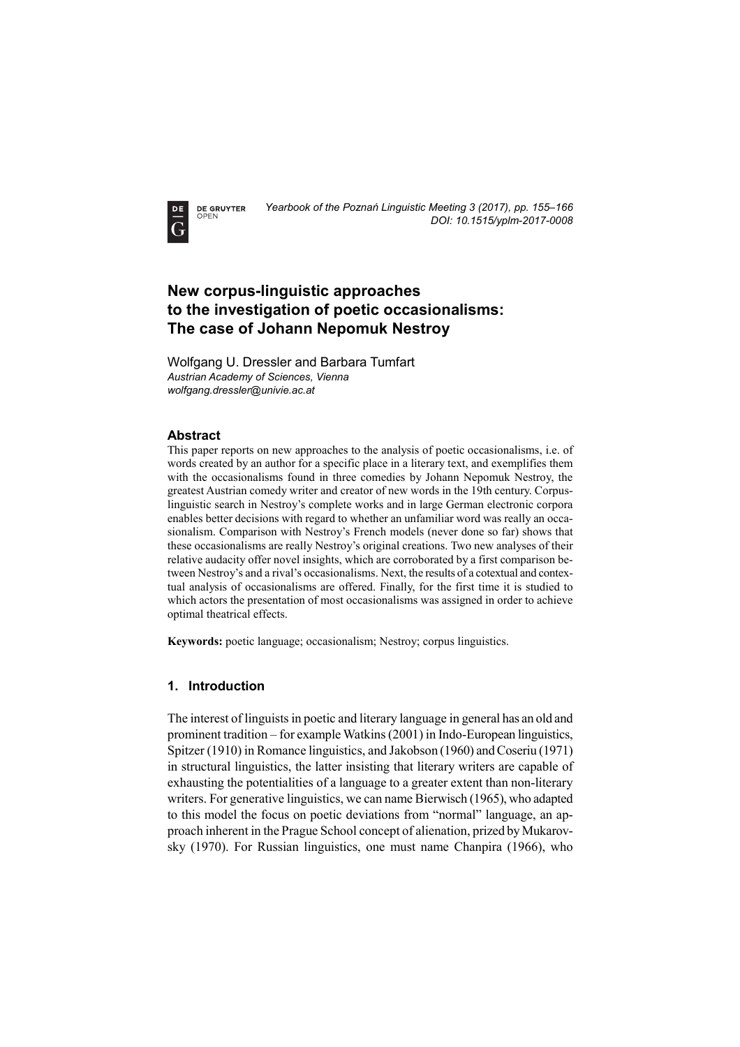# New corpus-linguistic approaches to the investigation of poetic occasionalisms: The case of Johann Nepomuk Nestroy

Wolfgang U. Dressler and Barbara Tumfart
*Austrian Academy of Sciences, Vienna*
*wolfgang.dressler@univie.ac.at*

## Abstract

This paper reports on new approaches to the analysis of poetic occasionalisms, i.e. of words created by an author for a specific place in a literary text, and exemplifies them with the occasionalisms found in three comedies by Johann Nepomuk Nestroy, the greatest Austrian comedy writer and creator of new words in the 19th century. Corpus-linguistic search in Nestroy's complete works and in large German electronic corpora enables better decisions with regard to whether an unfamiliar word was really an occasionalism. Comparison with Nestroy's French models (never done so far) shows that these occasionalisms are really Nestroy's original creations. Two new analyses of their relative audacity offer novel insights, which are corroborated by a first comparison between Nestroy's and a rival's occasionalisms. Next, the results of a cotextual and contextual analysis of occasionalisms are offered. Finally, for the first time it is studied to which actors the presentation of most occasionalisms was assigned in order to achieve optimal theatrical effects.

**Keywords:** poetic language; occasionalism; Nestroy; corpus linguistics.

## 1. Introduction

The interest of linguists in poetic and literary language in general has an old and prominent tradition – for example Watkins (2001) in Indo-European linguistics, Spitzer (1910) in Romance linguistics, and Jakobson (1960) and Coseriu (1971) in structural linguistics, the latter insisting that literary writers are capable of exhausting the potentialities of a language to a greater extent than non-literary writers. For generative linguistics, we can name Bierwisch (1965), who adapted to this model the focus on poetic deviations from "normal" language, an approach inherent in the Prague School concept of alienation, prized by Mukarovsky (1970). For Russian linguistics, one must name Chanpira (1966), who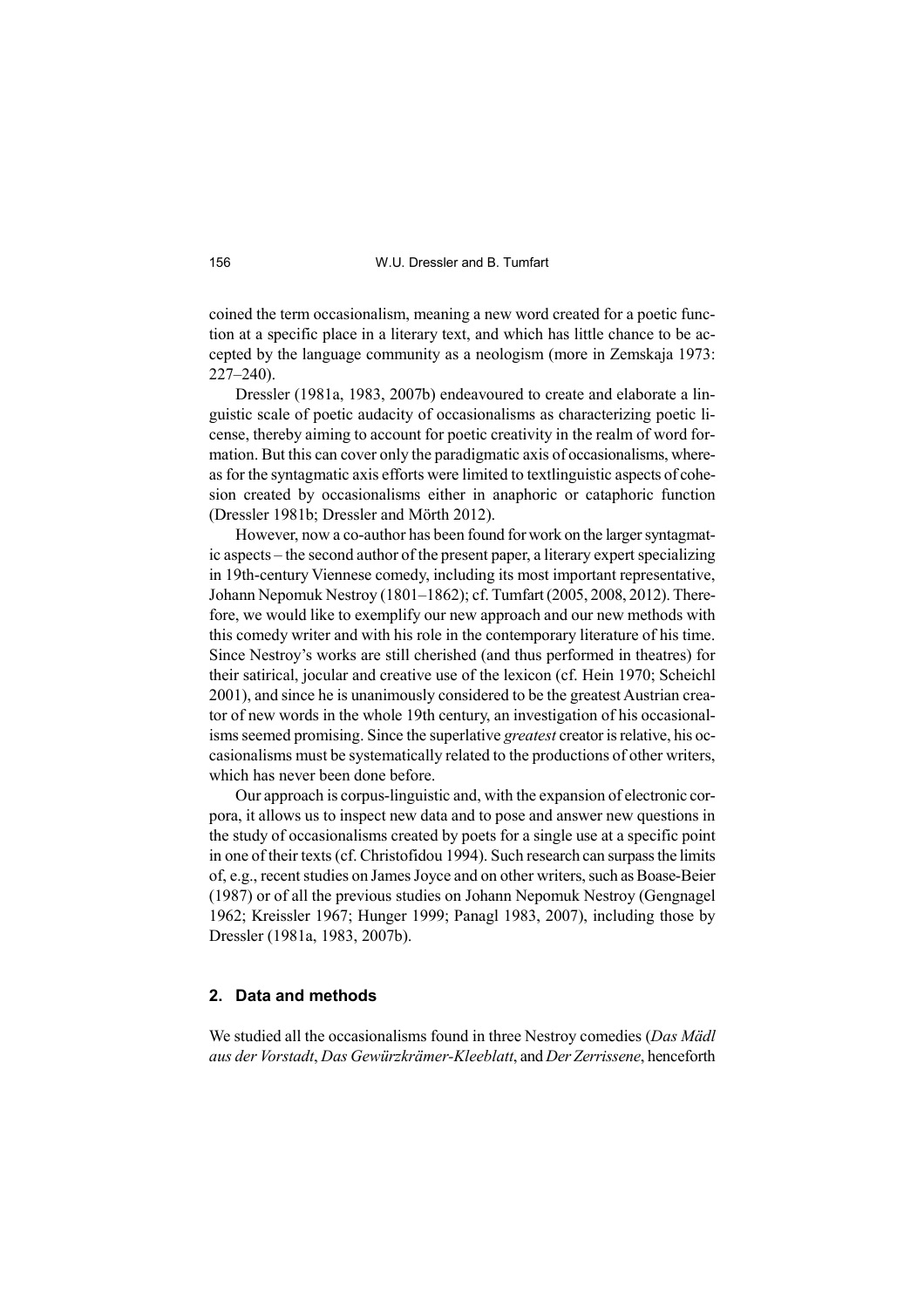coined the term occasionalism, meaning a new word created for a poetic function at a specific place in a literary text, and which has little chance to be accepted by the language community as a neologism (more in Zemskaja 1973: 227–240).

Dressler (1981a, 1983, 2007b) endeavoured to create and elaborate a linguistic scale of poetic audacity of occasionalisms as characterizing poetic license, thereby aiming to account for poetic creativity in the realm of word formation. But this can cover only the paradigmatic axis of occasionalisms, whereas for the syntagmatic axis efforts were limited to textlinguistic aspects of cohesion created by occasionalisms either in anaphoric or cataphoric function (Dressler 1981b; Dressler and Mörth 2012).

However, now a co-author has been found for work on the larger syntagmatic aspects – the second author of the present paper, a literary expert specializing in 19th-century Viennese comedy, including its most important representative, Johann Nepomuk Nestroy (1801–1862); cf. Tumfart (2005, 2008, 2012). Therefore, we would like to exemplify our new approach and our new methods with this comedy writer and with his role in the contemporary literature of his time. Since Nestroy's works are still cherished (and thus performed in theatres) for their satirical, jocular and creative use of the lexicon (cf. Hein 1970; Scheichl 2001), and since he is unanimously considered to be the greatest Austrian creator of new words in the whole 19th century, an investigation of his occasionalisms seemed promising. Since the superlative *greatest* creator is relative, his occasionalisms must be systematically related to the productions of other writers, which has never been done before.

Our approach is corpus-linguistic and, with the expansion of electronic corpora, it allows us to inspect new data and to pose and answer new questions in the study of occasionalisms created by poets for a single use at a specific point in one of their texts (cf. Christofidou 1994). Such research can surpass the limits of, e.g., recent studies on James Joyce and on other writers, such as Boase-Beier (1987) or of all the previous studies on Johann Nepomuk Nestroy (Gengnagel 1962; Kreissler 1967; Hunger 1999; Panagl 1983, 2007), including those by Dressler (1981a, 1983, 2007b).

## 2. Data and methods

We studied all the occasionalisms found in three Nestroy comedies (*Das Mädl aus der Vorstadt*, *Das Gewürzkrämer-Kleeblatt*, and *Der Zerrissene*, henceforth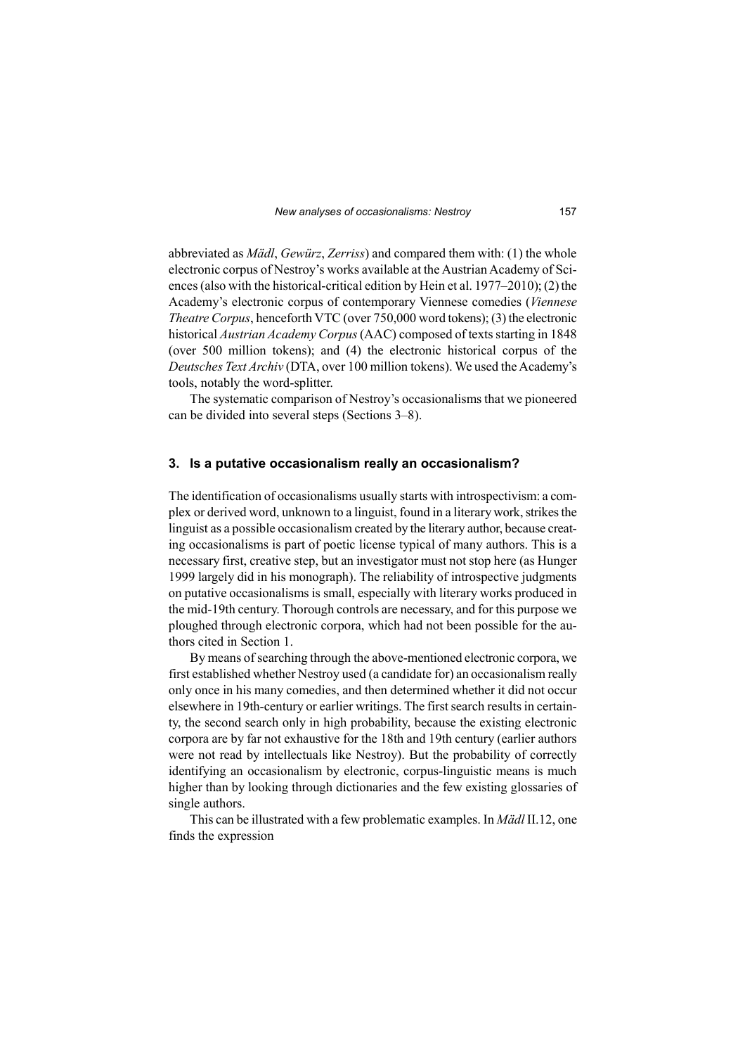abbreviated as *Mädl*, *Gewürz*, *Zerriss*) and compared them with: (1) the whole electronic corpus of Nestroy's works available at the Austrian Academy of Sciences (also with the historical-critical edition by Hein et al. 1977–2010); (2) the Academy's electronic corpus of contemporary Viennese comedies (*Viennese Theatre Corpus*, henceforth VTC (over 750,000 word tokens); (3) the electronic historical *Austrian Academy Corpus* (AAC) composed of texts starting in 1848 (over 500 million tokens); and (4) the electronic historical corpus of the *Deutsches Text Archiv* (DTA, over 100 million tokens). We used the Academy's tools, notably the word-splitter.

The systematic comparison of Nestroy's occasionalisms that we pioneered can be divided into several steps (Sections 3–8).

## 3. Is a putative occasionalism really an occasionalism?

The identification of occasionalisms usually starts with introspectivism: a complex or derived word, unknown to a linguist, found in a literary work, strikes the linguist as a possible occasionalism created by the literary author, because creating occasionalisms is part of poetic license typical of many authors. This is a necessary first, creative step, but an investigator must not stop here (as Hunger 1999 largely did in his monograph). The reliability of introspective judgments on putative occasionalisms is small, especially with literary works produced in the mid-19th century. Thorough controls are necessary, and for this purpose we ploughed through electronic corpora, which had not been possible for the authors cited in Section 1.

By means of searching through the above-mentioned electronic corpora, we first established whether Nestroy used (a candidate for) an occasionalism really only once in his many comedies, and then determined whether it did not occur elsewhere in 19th-century or earlier writings. The first search results in certainty, the second search only in high probability, because the existing electronic corpora are by far not exhaustive for the 18th and 19th century (earlier authors were not read by intellectuals like Nestroy). But the probability of correctly identifying an occasionalism by electronic, corpus-linguistic means is much higher than by looking through dictionaries and the few existing glossaries of single authors.

This can be illustrated with a few problematic examples. In *Mädl* II.12, one finds the expression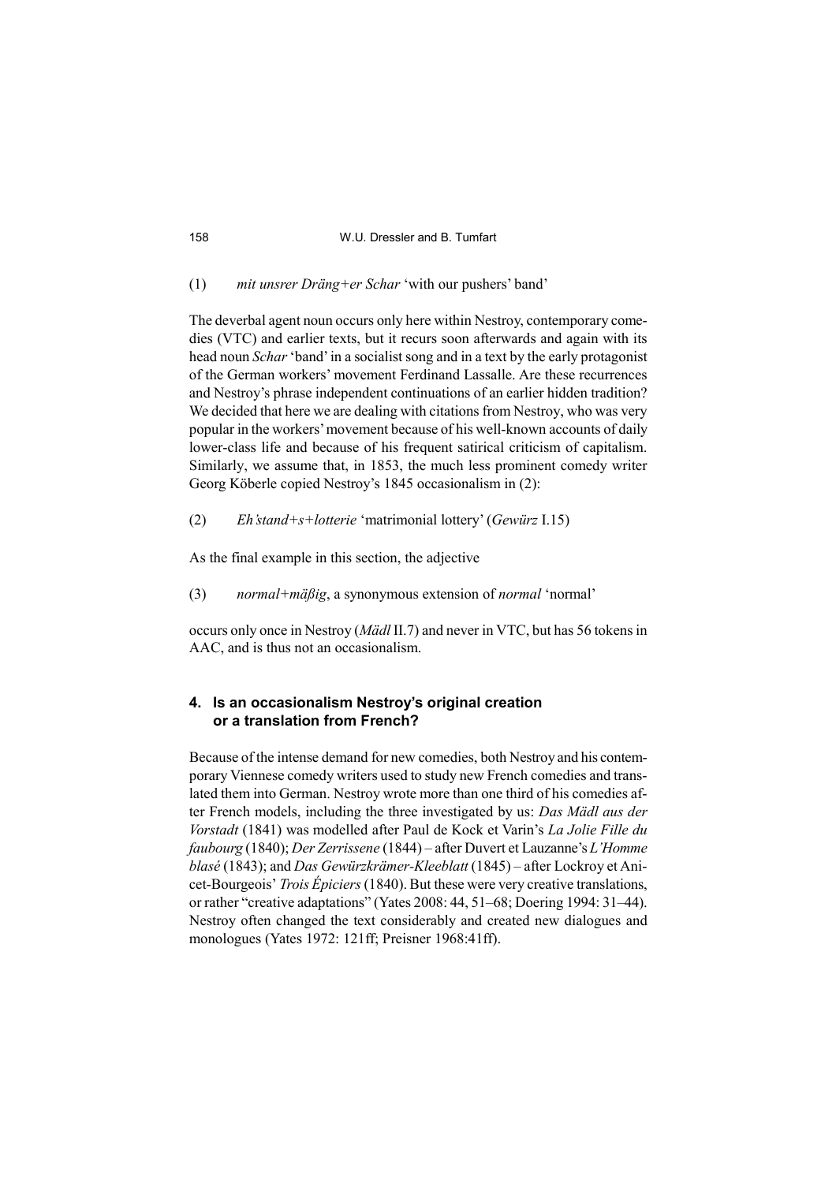(1) *mit unsrer Däng+er Schar* 'with our pushers' band'

The deverbal agent noun occurs only here within Nestroy, contemporary comedies (VTC) and earlier texts, but it recurs soon afterwards and again with its head noun *Schar* 'band' in a socialist song and in a text by the early protagonist of the German workers' movement Ferdinand Lassalle. Are these recurrences and Nestroy's phrase independent continuations of an earlier hidden tradition? We decided that here we are dealing with citations from Nestroy, who was very popular in the workers' movement because of his well-known accounts of daily lower-class life and because of his frequent satirical criticism of capitalism. Similarly, we assume that, in 1853, the much less prominent comedy writer Georg Köberle copied Nestroy's 1845 occasionalism in (2):

(2) *Eh'stand+s+lotterie* 'matrimonial lottery' (*Gewürz* I.15)

As the final example in this section, the adjective

(3) *normal+mäßig*, a synonymous extension of *normal* 'normal'

occurs only once in Nestroy (*Mädl* II.7) and never in VTC, but has 56 tokens in AAC, and is thus not an occasionalism.

## 4. Is an occasionalism Nestroy's original creation or a translation from French?

Because of the intense demand for new comedies, both Nestroy and his contemporary Viennese comedy writers used to study new French comedies and translated them into German. Nestroy wrote more than one third of his comedies after French models, including the three investigated by us: *Das Mädl aus der Vorstadt* (1841) was modelled after Paul de Kock et Varin's *La Jolie Fille du faubourg* (1840); *Der Zerrissene* (1844) – after Duvert et Lauzanne's *L'Homme blasé* (1843); and *Das Gewürzkrämer-Kleeblatt* (1845) – after Lockroy et Anicet-Bourgeois' *Trois Épiciers* (1840). But these were very creative translations, or rather "creative adaptations" (Yates 2008: 44, 51–68; Doering 1994: 31–44). Nestroy often changed the text considerably and created new dialogues and monologues (Yates 1972: 121ff; Preisner 1968:41ff).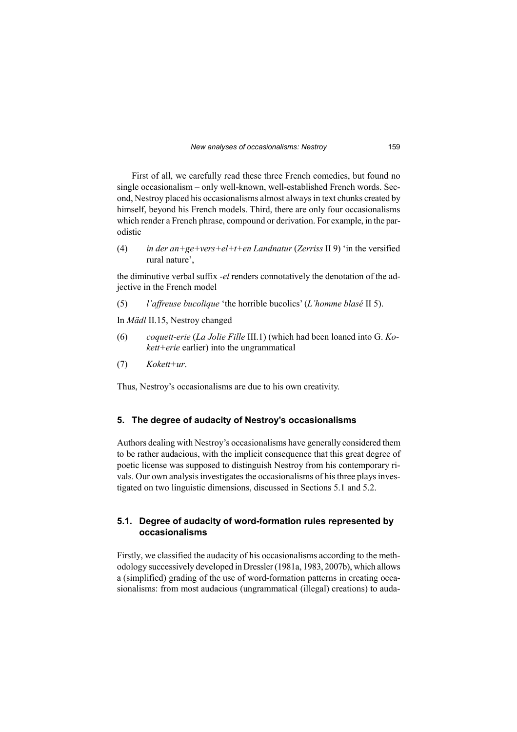First of all, we carefully read these three French comedies, but found no single occasionalism – only well-known, well-established French words. Second, Nestroy placed his occasionalisms almost always in text chunks created by himself, beyond his French models. Third, there are only four occasionalisms which render a French phrase, compound or derivation. For example, in the parodistic

(4) *in der an+ge+vers+el+t+en Landnatur* (*Zerriss* II 9) 'in the versified rural nature',

the diminutive verbal suffix *-el* renders connotatively the denotation of the adjective in the French model

(5) *l'affreuse bucolique* 'the horrible bucolics' (*L'homme blasé* II 5).

In *Mädl* II.15, Nestroy changed

(6) *coquett-erie* (*La Jolie Fille* III.1) (which had been loaned into G. *Kokett+erie* earlier) into the ungrammatical

(7) *Kokett+ur*.

Thus, Nestroy's occasionalisms are due to his own creativity.

## 5. The degree of audacity of Nestroy's occasionalisms

Authors dealing with Nestroy's occasionalisms have generally considered them to be rather audacious, with the implicit consequence that this great degree of poetic license was supposed to distinguish Nestroy from his contemporary rivals. Our own analysis investigates the occasionalisms of his three plays investigated on two linguistic dimensions, discussed in Sections 5.1 and 5.2.

### 5.1. Degree of audacity of word-formation rules represented by occasionalisms

Firstly, we classified the audacity of his occasionalisms according to the methodology successively developed in Dressler (1981a, 1983, 2007b), which allows a (simplified) grading of the use of word-formation patterns in creating occasionalisms: from most audacious (ungrammatical (illegal) creations) to auda-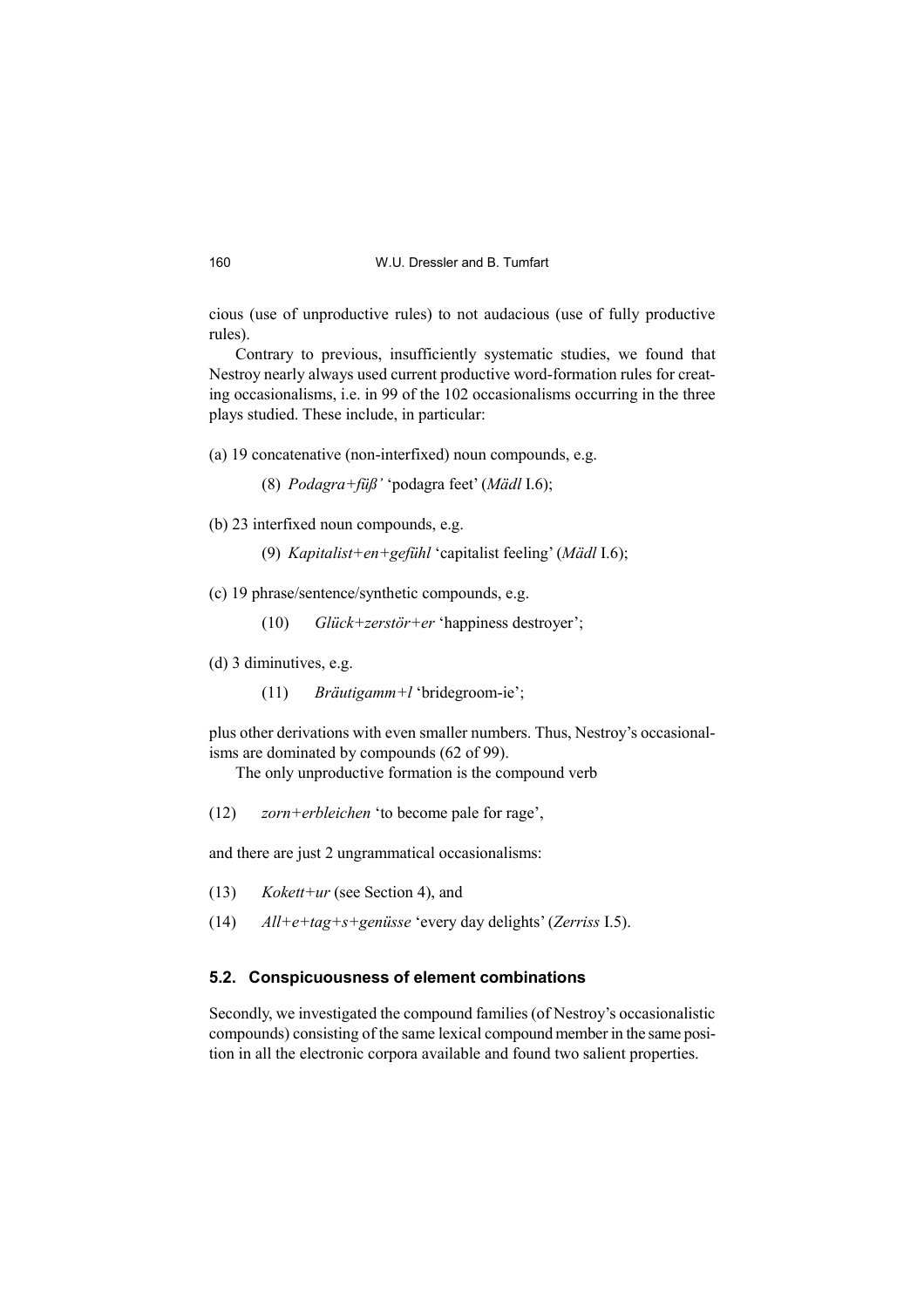cious (use of unproductive rules) to not audacious (use of fully productive rules).

Contrary to previous, insufficiently systematic studies, we found that Nestroy nearly always used current productive word-formation rules for creating occasionalisms, i.e. in 99 of the 102 occasionalisms occurring in the three plays studied. These include, in particular:

(a) 19 concatenative (non-interfixed) noun compounds, e.g.

(8) *Podagra+füß'* 'podagra feet' (*Mädl* I.6);

(b) 23 interfixed noun compounds, e.g.

(9) *Kapitalist+en+gefühl* 'capitalist feeling' (*Mädl* I.6);

(c) 19 phrase/sentence/synthetic compounds, e.g.

(10) *Glück+zerstör+er* 'happiness destroyer';

(d) 3 diminutives, e.g.

(11) *Bräutigamm+l* 'bridegroom-ie';

plus other derivations with even smaller numbers. Thus, Nestroy's occasionalisms are dominated by compounds (62 of 99).

The only unproductive formation is the compound verb

(12) *zorn+erbleichen* 'to become pale for rage',

and there are just 2 ungrammatical occasionalisms:

(13) *Kokett+ur* (see Section 4), and

(14) *All+e+tag+s+genüsse* 'every day delights' (*Zerriss* I.5).

### 5.2. Conspicuousness of element combinations

Secondly, we investigated the compound families (of Nestroy's occasionalistic compounds) consisting of the same lexical compound member in the same position in all the electronic corpora available and found two salient properties.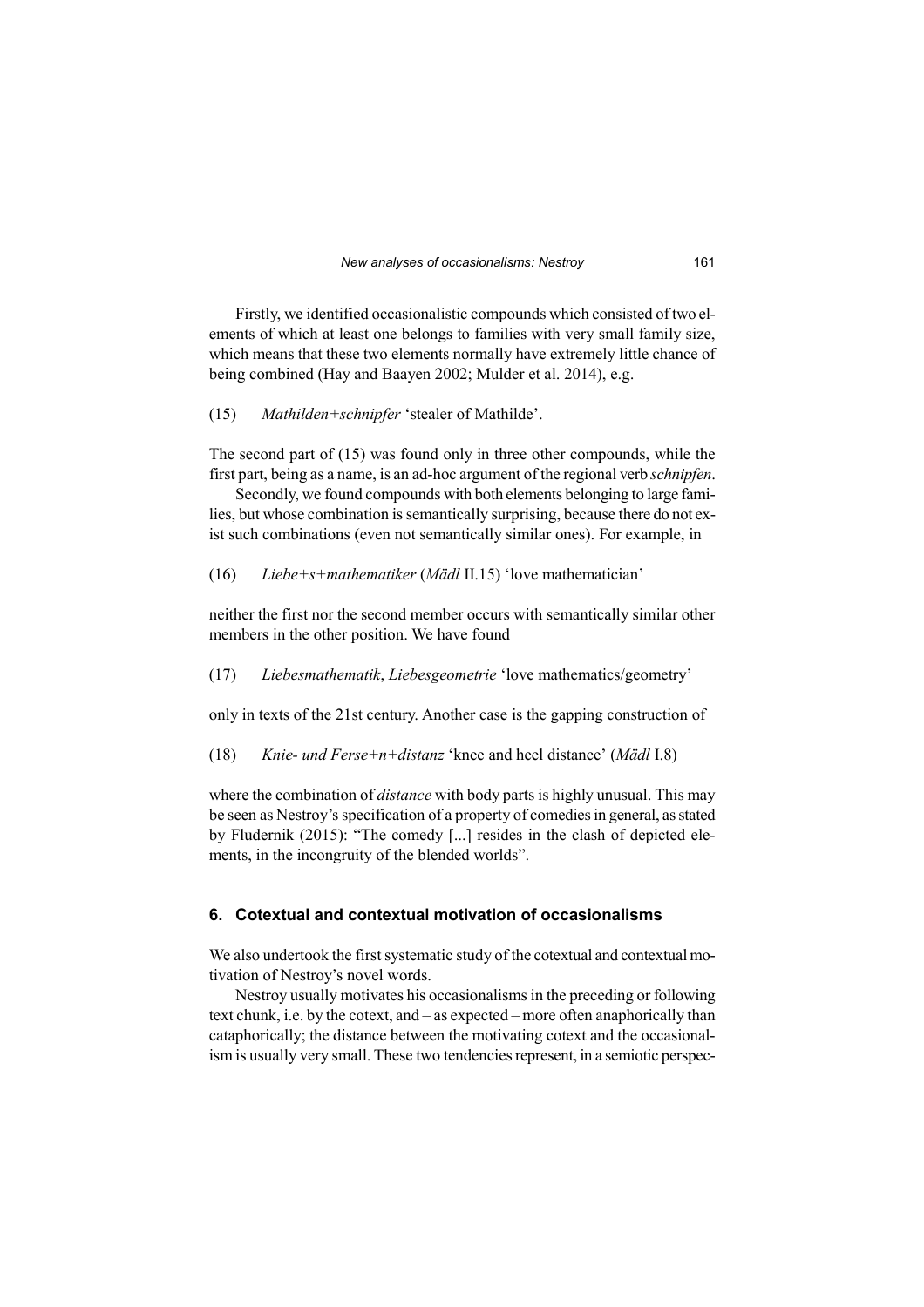Firstly, we identified occasionalistic compounds which consisted of two elements of which at least one belongs to families with very small family size, which means that these two elements normally have extremely little chance of being combined (Hay and Baayen 2002; Mulder et al. 2014), e.g.

(15) *Mathilden+schnipfer* 'stealer of Mathilde'.

The second part of (15) was found only in three other compounds, while the first part, being as a name, is an ad-hoc argument of the regional verb *schnipfen*.

Secondly, we found compounds with both elements belonging to large families, but whose combination is semantically surprising, because there do not exist such combinations (even not semantically similar ones). For example, in

(16) *Liebe+s+mathematiker* (*Mädl* II.15) 'love mathematician'

neither the first nor the second member occurs with semantically similar other members in the other position. We have found

(17) *Liebesmathematik*, *Liebesgeometrie* 'love mathematics/geometry'

only in texts of the 21st century. Another case is the gapping construction of

(18) *Knie- und Ferse+n+distanz* 'knee and heel distance' (*Mädl* I.8)

where the combination of *distance* with body parts is highly unusual. This may be seen as Nestroy's specification of a property of comedies in general, as stated by Fludernik (2015): "The comedy [...] resides in the clash of depicted elements, in the incongruity of the blended worlds".

## 6. Cotextual and contextual motivation of occasionalisms

We also undertook the first systematic study of the cotextual and contextual motivation of Nestroy's novel words.

Nestroy usually motivates his occasionalisms in the preceding or following text chunk, i.e. by the cotext, and – as expected – more often anaphorically than cataphorically; the distance between the motivating cotext and the occasionalism is usually very small. These two tendencies represent, in a semiotic perspec-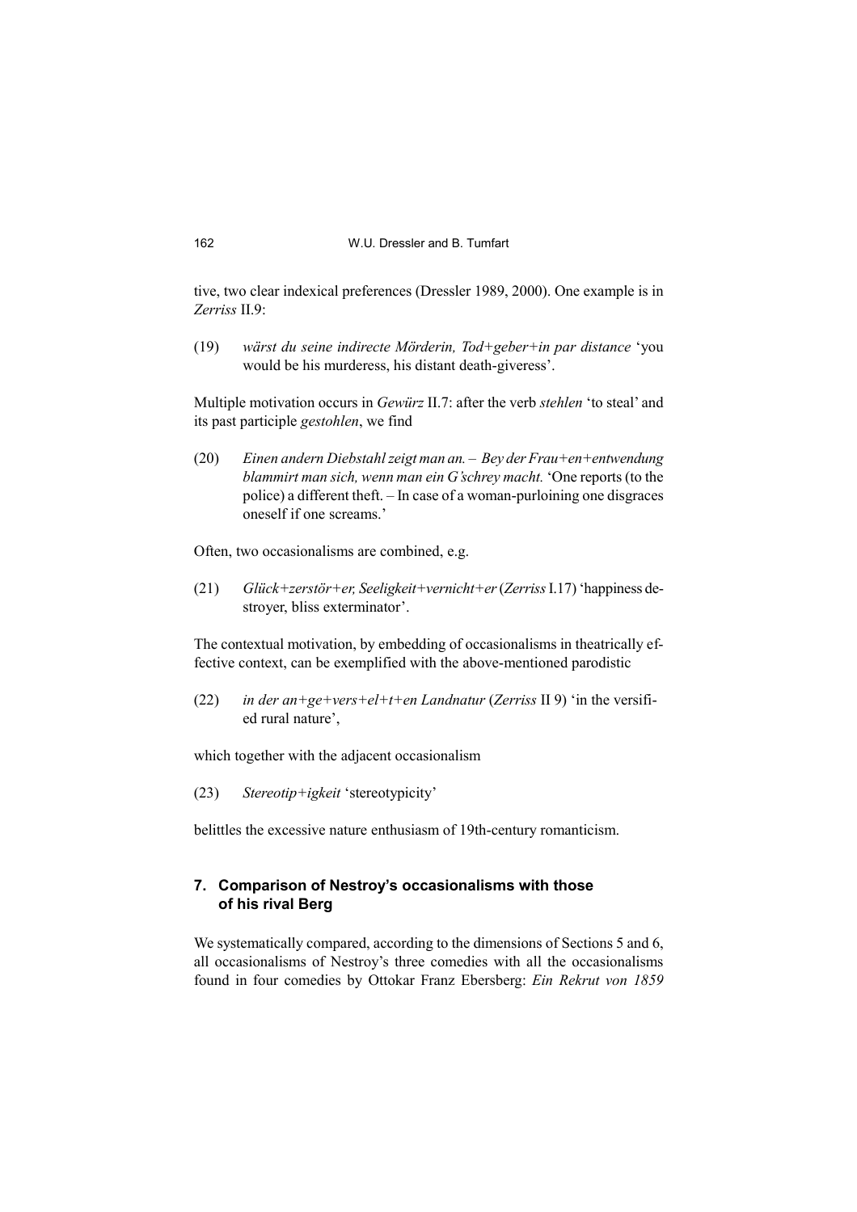tive, two clear indexical preferences (Dressler 1989, 2000). One example is in *Zerriss* II.9:

(19) *wärst du seine indirecte Mörderin, Tod+geber+in par distance* 'you would be his murderess, his distant death-giveress'.

Multiple motivation occurs in *Gewürz* II.7: after the verb *stehlen* 'to steal' and its past participle *gestohlen*, we find

(20) *Einen andern Diebstahl zeigt man an. – Bey der Frau+en+entwendung blammirt man sich, wenn man ein G'schrey macht.* 'One reports (to the police) a different theft. – In case of a woman-purloining one disgraces oneself if one screams.'

Often, two occasionalisms are combined, e.g.

(21) *Glück+zerstör+er, Seeligkeit+vernicht+er* (*Zerriss* I.17) 'happiness destroyer, bliss exterminator'.

The contextual motivation, by embedding of occasionalisms in theatrically effective context, can be exemplified with the above-mentioned parodistic

(22) *in der an+ge+vers+el+t+en Landnatur* (*Zerriss* II 9) 'in the versified rural nature',

which together with the adjacent occasionalism

(23) *Stereotip+igkeit* 'stereotypicity'

belittles the excessive nature enthusiasm of 19th-century romanticism.

## 7. Comparison of Nestroy's occasionalisms with those of his rival Berg

We systematically compared, according to the dimensions of Sections 5 and 6, all occasionalisms of Nestroy's three comedies with all the occasionalisms found in four comedies by Ottokar Franz Ebersberg: *Ein Rekrut von 1859*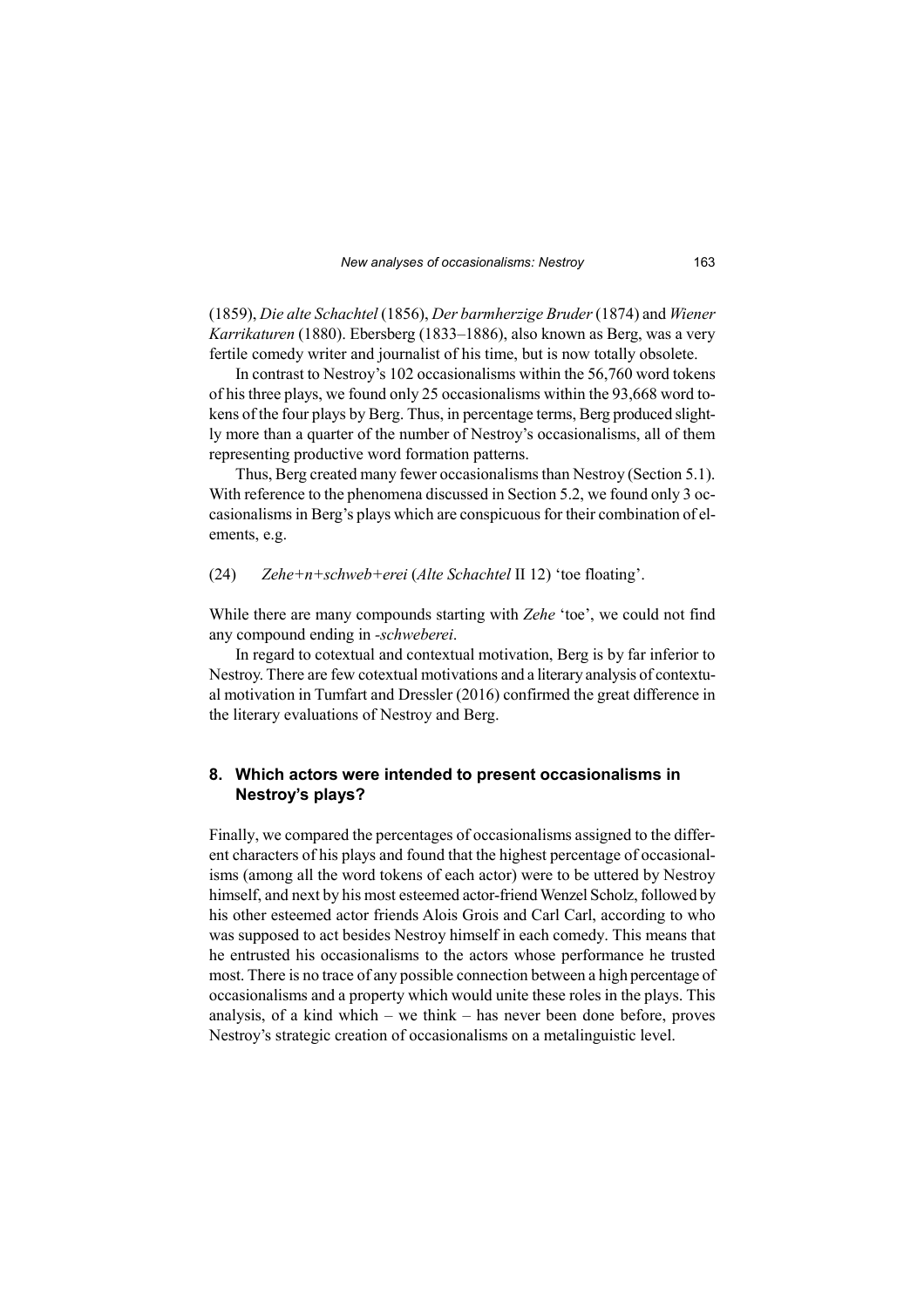(1859), *Die alte Schachtel* (1856), *Der barmherzige Bruder* (1874) and *Wiener Karrikaturen* (1880). Ebersberg (1833–1886), also known as Berg, was a very fertile comedy writer and journalist of his time, but is now totally obsolete.

In contrast to Nestroy's 102 occasionalisms within the 56,760 word tokens of his three plays, we found only 25 occasionalisms within the 93,668 word tokens of the four plays by Berg. Thus, in percentage terms, Berg produced slightly more than a quarter of the number of Nestroy's occasionalisms, all of them representing productive word formation patterns.

Thus, Berg created many fewer occasionalisms than Nestroy (Section 5.1). With reference to the phenomena discussed in Section 5.2, we found only 3 occasionalisms in Berg's plays which are conspicuous for their combination of elements, e.g.

(24) *Zehe+n+schweb+erei* (*Alte Schachtel* II 12) 'toe floating'.

While there are many compounds starting with *Zehe* 'toe', we could not find any compound ending in *-schweberei*.

In regard to cotextual and contextual motivation, Berg is by far inferior to Nestroy. There are few cotextual motivations and a literary analysis of contextual motivation in Tumfart and Dressler (2016) confirmed the great difference in the literary evaluations of Nestroy and Berg.

## 8. Which actors were intended to present occasionalisms in Nestroy's plays?

Finally, we compared the percentages of occasionalisms assigned to the different characters of his plays and found that the highest percentage of occasionalisms (among all the word tokens of each actor) were to be uttered by Nestroy himself, and next by his most esteemed actor-friend Wenzel Scholz, followed by his other esteemed actor friends Alois Grois and Carl Carl, according to who was supposed to act besides Nestroy himself in each comedy. This means that he entrusted his occasionalisms to the actors whose performance he trusted most. There is no trace of any possible connection between a high percentage of occasionalisms and a property which would unite these roles in the plays. This analysis, of a kind which – we think – has never been done before, proves Nestroy's strategic creation of occasionalisms on a metalinguistic level.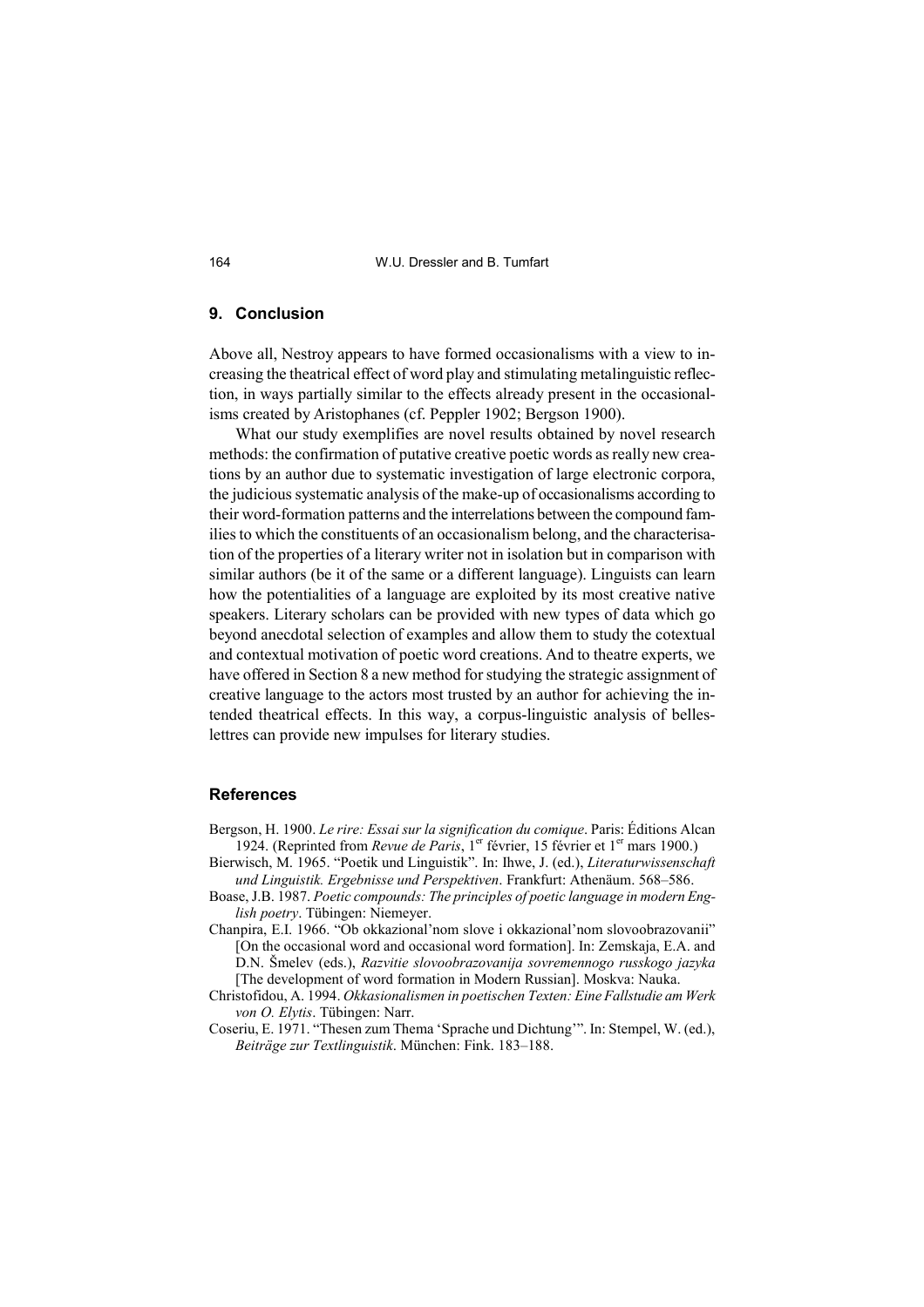## 9. Conclusion

Above all, Nestroy appears to have formed occasionalisms with a view to increasing the theatrical effect of word play and stimulating metalinguistic reflection, in ways partially similar to the effects already present in the occasionalisms created by Aristophanes (cf. Peppler 1902; Bergson 1900).

What our study exemplifies are novel results obtained by novel research methods: the confirmation of putative creative poetic words as really new creations by an author due to systematic investigation of large electronic corpora, the judicious systematic analysis of the make-up of occasionalisms according to their word-formation patterns and the interrelations between the compound families to which the constituents of an occasionalism belong, and the characterisation of the properties of a literary writer not in isolation but in comparison with similar authors (be it of the same or a different language). Linguists can learn how the potentialities of a language are exploited by its most creative native speakers. Literary scholars can be provided with new types of data which go beyond anecdotal selection of examples and allow them to study the cotextual and contextual motivation of poetic word creations. And to theatre experts, we have offered in Section 8 a new method for studying the strategic assignment of creative language to the actors most trusted by an author for achieving the intended theatrical effects. In this way, a corpus-linguistic analysis of belles-lettres can provide new impulses for literary studies.

## References

Bergson, H. 1900. *Le rire: Essai sur la signification du comique*. Paris: Éditions Alcan 1924. (Reprinted from *Revue de Paris*, 1er février, 15 février et 1er mars 1900.)

Bierwisch, M. 1965. "Poetik und Linguistik". In: Ihwe, J. (ed.), *Literaturwissenschaft und Linguistik. Ergebnisse und Perspektiven*. Frankfurt: Athenäum. 568–586.

Boase, J.B. 1987. *Poetic compounds: The principles of poetic language in modern English poetry*. Tübingen: Niemeyer.

Chanpira, E.I. 1966. "Ob okkazional'nom slove i okkazional'nom slovoobrazovanii" [On the occasional word and occasional word formation]. In: Zemskaja, E.A. and D.N. Šmelev (eds.), *Razvitie slovoobrazovanija sovremennogo russkogo jazyka* [The development of word formation in Modern Russian]. Moskva: Nauka.

Christofidou, A. 1994. *Okkasionalismen in poetischen Texten: Eine Fallstudie am Werk von O. Elytis*. Tübingen: Narr.

Coseriu, E. 1971. "Thesen zum Thema 'Sprache und Dichtung'". In: Stempel, W. (ed.), *Beiträge zur Textlinguistik*. München: Fink. 183–188.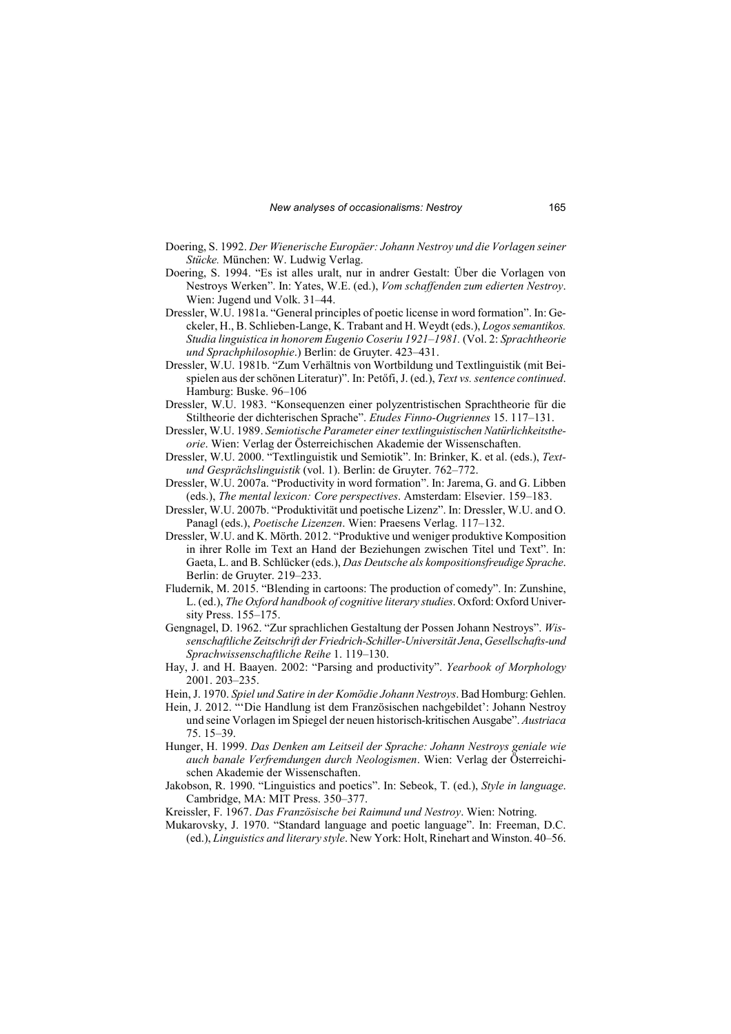Doering, S. 1992. *Der Wienerische Europäer: Johann Nestroy und die Vorlagen seiner Stücke.* München: W. Ludwig Verlag.

Doering, S. 1994. "Es ist alles uralt, nur in andrer Gestalt: Über die Vorlagen von Nestroys Werken". In: Yates, W.E. (ed.), *Vom schaffenden zum edierten Nestroy*. Wien: Jugend und Volk. 31–44.

Dressler, W.U. 1981a. "General principles of poetic license in word formation". In: Geckeler, H., B. Schlieben-Lange, K. Trabant and H. Weydt (eds.), *Logos semantikos. Studia linguistica in honorem Eugenio Coseriu 1921–1981.* (Vol. 2: *Sprachtheorie und Sprachphilosophie*.) Berlin: de Gruyter. 423–431.

Dressler, W.U. 1981b. "Zum Verhältnis von Wortbildung und Textlinguistik (mit Beispielen aus der schönen Literatur)". In: Petőfi, J. (ed.), *Text vs. sentence continued*. Hamburg: Buske. 96–106

Dressler, W.U. 1983. "Konsequenzen einer polyzentristischen Sprachtheorie für die Stiltheorie der dichterischen Sprache". *Etudes Finno-Ougriennes* 15. 117–131.

Dressler, W.U. 1989. *Semiotische Parameter einer textlinguistischen Natürlichkeitstheorie*. Wien: Verlag der Österreichischen Akademie der Wissenschaften.

Dressler, W.U. 2000. "Textlinguistik und Semiotik". In: Brinker, K. et al. (eds.), *Text- und Gesprächslinguistik* (vol. 1). Berlin: de Gruyter. 762–772.

Dressler, W.U. 2007a. "Productivity in word formation". In: Jarema, G. and G. Libben (eds.), *The mental lexicon: Core perspectives*. Amsterdam: Elsevier. 159–183.

Dressler, W.U. 2007b. "Produktivität und poetische Lizenz". In: Dressler, W.U. and O. Panagl (eds.), *Poetische Lizenzen*. Wien: Praesens Verlag. 117–132.

Dressler, W.U. and K. Mörth. 2012. "Produktive und weniger produktive Komposition in ihrer Rolle im Text an Hand der Beziehungen zwischen Titel und Text". In: Gaeta, L. and B. Schlücker (eds.), *Das Deutsche als kompositionsfreudige Sprache*. Berlin: de Gruyter. 219–233.

Fludernik, M. 2015. "Blending in cartoons: The production of comedy". In: Zunshine, L. (ed.), *The Oxford handbook of cognitive literary studies*. Oxford: Oxford University Press. 155–175.

Gengnagel, D. 1962. "Zur sprachlichen Gestaltung der Possen Johann Nestroys". *Wissenschaftliche Zeitschrift der Friedrich-Schiller-Universität Jena*, *Gesellschafts-und Sprachwissenschaftliche Reihe* 1. 119–130.

Hay, J. and H. Baayen. 2002: "Parsing and productivity". *Yearbook of Morphology* 2001. 203–235.

Hein, J. 1970. *Spiel und Satire in der Komödie Johann Nestroys*. Bad Homburg: Gehlen.

Hein, J. 2012. "'Die Handlung ist dem Französischen nachgebildet': Johann Nestroy und seine Vorlagen im Spiegel der neuen historisch-kritischen Ausgabe". *Austriaca* 75. 15–39.

Hunger, H. 1999. *Das Denken am Leitseil der Sprache: Johann Nestroys geniale wie auch banale Verfremdungen durch Neologismen*. Wien: Verlag der Österreichischen Akademie der Wissenschaften.

Jakobson, R. 1990. "Linguistics and poetics". In: Sebeok, T. (ed.), *Style in language*. Cambridge, MA: MIT Press. 350–377.

Kreissler, F. 1967. *Das Französische bei Raimund und Nestroy*. Wien: Notring.

Mukarovsky, J. 1970. "Standard language and poetic language". In: Freeman, D.C. (ed.), *Linguistics and literary style*. New York: Holt, Rinehart and Winston. 40–56.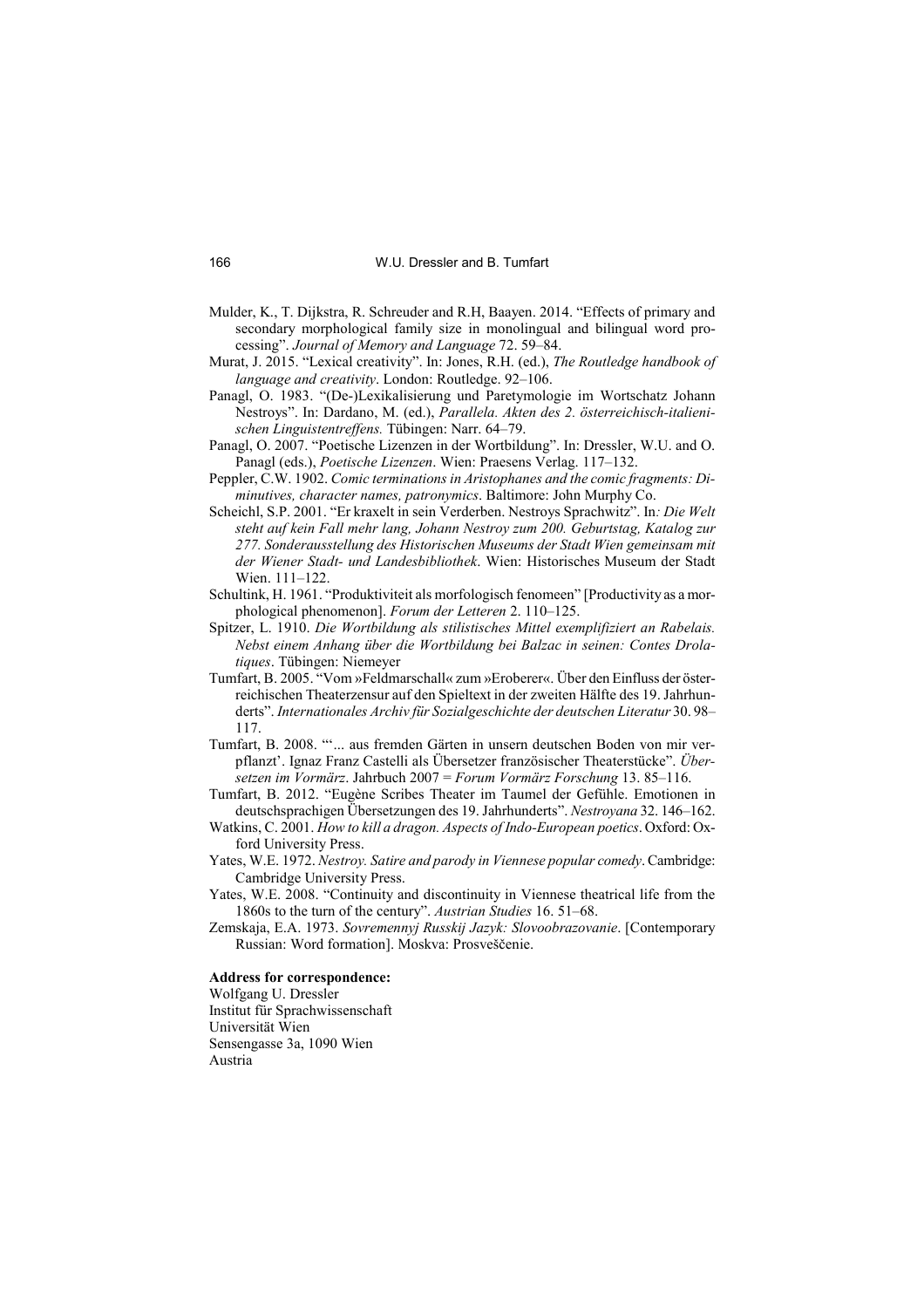Mulder, K., T. Dijkstra, R. Schreuder and R.H, Baayen. 2014. "Effects of primary and secondary morphological family size in monolingual and bilingual word processing". *Journal of Memory and Language* 72. 59–84.

Murat, J. 2015. "Lexical creativity". In: Jones, R.H. (ed.), *The Routledge handbook of language and creativity*. London: Routledge. 92–106.

Panagl, O. 1983. "(De-)Lexikalisierung und Paretymologie im Wortschatz Johann Nestroys". In: Dardano, M. (ed.), *Parallela. Akten des 2. österreichisch-italienischen Linguistentreffens.* Tübingen: Narr. 64–79.

Panagl, O. 2007. "Poetische Lizenzen in der Wortbildung". In: Dressler, W.U. and O. Panagl (eds.), *Poetische Lizenzen*. Wien: Praesens Verlag. 117–132.

Peppler, C.W. 1902. *Comic terminations in Aristophanes and the comic fragments: Diminutives, character names, patronymics*. Baltimore: John Murphy Co.

Scheichl, S.P. 2001. "Er kraxelt in sein Verderben. Nestroys Sprachwitz". In*: Die Welt steht auf kein Fall mehr lang, Johann Nestroy zum 200. Geburtstag, Katalog zur 277. Sonderausstellung des Historischen Museums der Stadt Wien gemeinsam mit der Wiener Stadt- und Landesbibliothek*. Wien: Historisches Museum der Stadt Wien. 111–122.

Schultink, H. 1961. "Produktiviteit als morfologisch fenomeen" [Productivity as a morphological phenomenon]. *Forum der Letteren* 2. 110–125.

Spitzer, L. 1910. *Die Wortbildung als stilistisches Mittel exemplifiziert an Rabelais. Nebst einem Anhang über die Wortbildung bei Balzac in seinen: Contes Drolatiques*. Tübingen: Niemeyer

Tumfart, B. 2005. "Vom »Feldmarschall« zum »Eroberer«. Über den Einfluss der österreichischen Theaterzensur auf den Spieltext in der zweiten Hälfte des 19. Jahrhunderts". *Internationales Archiv für Sozialgeschichte der deutschen Literatur* 30. 98–117.

Tumfart, B. 2008. "'... aus fremden Gärten in unsern deutschen Boden von mir verpflanzt'. Ignaz Franz Castelli als Übersetzer französischer Theaterstücke". *Übersetzen im Vormärz*. Jahrbuch 2007 = *Forum Vormärz Forschung* 13. 85–116.

Tumfart, B. 2012. "Eugène Scribes Theater im Taumel der Gefühle. Emotionen in deutschsprachigen Übersetzungen des 19. Jahrhunderts". *Nestroyana* 32. 146–162.

Watkins, C. 2001. *How to kill a dragon. Aspects of Indo-European poetics*. Oxford: Oxford University Press.

Yates, W.E. 1972. *Nestroy. Satire and parody in Viennese popular comedy*. Cambridge: Cambridge University Press.

Yates, W.E. 2008. "Continuity and discontinuity in Viennese theatrical life from the 1860s to the turn of the century". *Austrian Studies* 16. 51–68.

Zemskaja, E.A. 1973. *Sovremennyj Russkij Jazyk: Slovoobrazovanie*. [Contemporary Russian: Word formation]. Moskva: Prosveščenie.

**Address for correspondence:**

Wolfgang U. Dressler
Institut für Sprachwissenschaft
Universität Wien
Sensengasse 3a, 1090 Wien
Austria